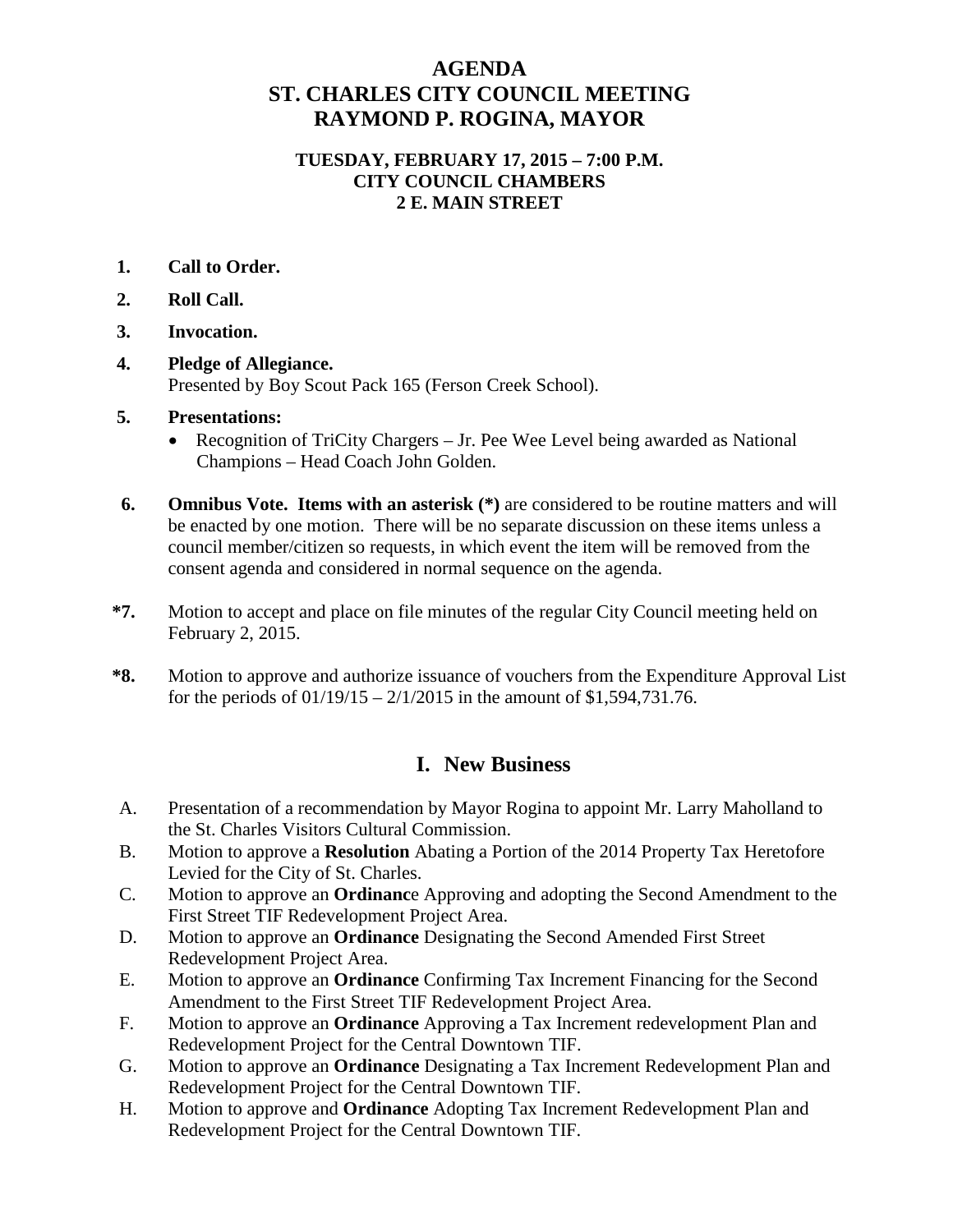# AGENDA
# ST. CHARLES CITY COUNCIL MEETING
# RAYMOND P. ROGINA, MAYOR

**TUESDAY, FEBRUARY 17, 2015 – 7:00 P.M.**
**CITY COUNCIL CHAMBERS**
**2 E. MAIN STREET**

**1. Call to Order.**

**2. Roll Call.**

**3. Invocation.**

**4. Pledge of Allegiance.**
Presented by Boy Scout Pack 165 (Ferson Creek School).

**5. Presentations:**
- Recognition of TriCity Chargers – Jr. Pee Wee Level being awarded as National Champions – Head Coach John Golden.

**6. Omnibus Vote. Items with an asterisk (*)** are considered to be routine matters and will be enacted by one motion. There will be no separate discussion on these items unless a council member/citizen so requests, in which event the item will be removed from the consent agenda and considered in normal sequence on the agenda.

**\*7.** Motion to accept and place on file minutes of the regular City Council meeting held on February 2, 2015.

**\*8.** Motion to approve and authorize issuance of vouchers from the Expenditure Approval List for the periods of 01/19/15 – 2/1/2015 in the amount of $1,594,731.76.

## I. New Business

A. Presentation of a recommendation by Mayor Rogina to appoint Mr. Larry Maholland to the St. Charles Visitors Cultural Commission.

B. Motion to approve a **Resolution** Abating a Portion of the 2014 Property Tax Heretofore Levied for the City of St. Charles.

C. Motion to approve an **Ordinanc**e Approving and adopting the Second Amendment to the First Street TIF Redevelopment Project Area.

D. Motion to approve an **Ordinance** Designating the Second Amended First Street Redevelopment Project Area.

E. Motion to approve an **Ordinance** Confirming Tax Increment Financing for the Second Amendment to the First Street TIF Redevelopment Project Area.

F. Motion to approve an **Ordinance** Approving a Tax Increment redevelopment Plan and Redevelopment Project for the Central Downtown TIF.

G. Motion to approve an **Ordinance** Designating a Tax Increment Redevelopment Plan and Redevelopment Project for the Central Downtown TIF.

H. Motion to approve and **Ordinance** Adopting Tax Increment Redevelopment Plan and Redevelopment Project for the Central Downtown TIF.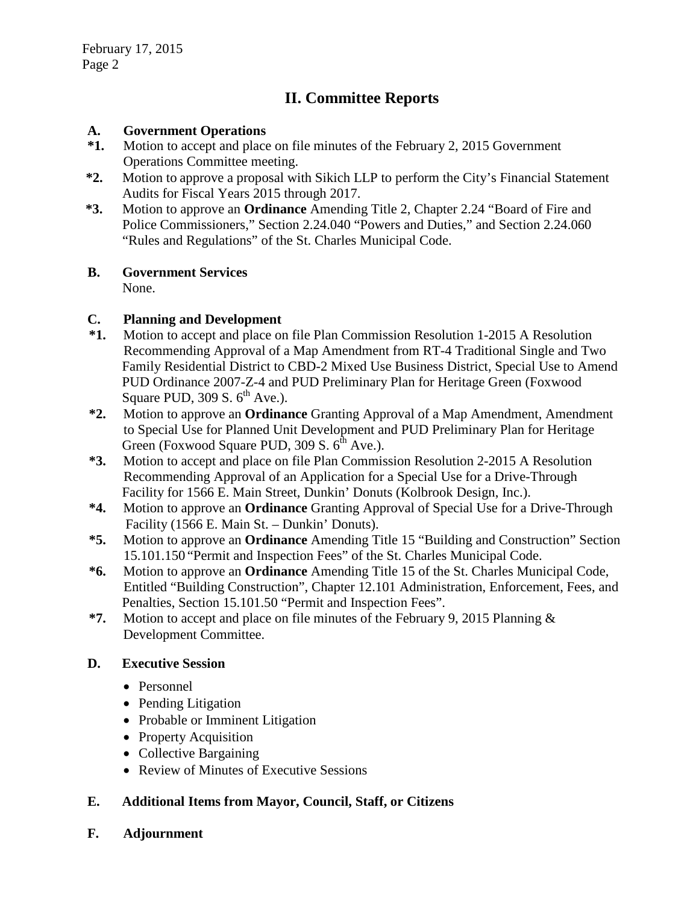## II. Committee Reports

**A. Government Operations**

**\*1.** Motion to accept and place on file minutes of the February 2, 2015 Government Operations Committee meeting.

**\*2.** Motion to approve a proposal with Sikich LLP to perform the City's Financial Statement Audits for Fiscal Years 2015 through 2017.

**\*3.** Motion to approve an **Ordinance** Amending Title 2, Chapter 2.24 "Board of Fire and Police Commissioners," Section 2.24.040 "Powers and Duties," and Section 2.24.060 "Rules and Regulations" of the St. Charles Municipal Code.

**B. Government Services**

None.

**C. Planning and Development**

**\*1.** Motion to accept and place on file Plan Commission Resolution 1-2015 A Resolution Recommending Approval of a Map Amendment from RT-4 Traditional Single and Two Family Residential District to CBD-2 Mixed Use Business District, Special Use to Amend PUD Ordinance 2007-Z-4 and PUD Preliminary Plan for Heritage Green (Foxwood Square PUD, 309 S. 6th Ave.).

**\*2.** Motion to approve an **Ordinance** Granting Approval of a Map Amendment, Amendment to Special Use for Planned Unit Development and PUD Preliminary Plan for Heritage Green (Foxwood Square PUD, 309 S. 6th Ave.).

**\*3.** Motion to accept and place on file Plan Commission Resolution 2-2015 A Resolution Recommending Approval of an Application for a Special Use for a Drive-Through Facility for 1566 E. Main Street, Dunkin' Donuts (Kolbrook Design, Inc.).

**\*4.** Motion to approve an **Ordinance** Granting Approval of Special Use for a Drive-Through Facility (1566 E. Main St. – Dunkin' Donuts).

**\*5.** Motion to approve an **Ordinance** Amending Title 15 "Building and Construction" Section 15.101.150 "Permit and Inspection Fees" of the St. Charles Municipal Code.

**\*6.** Motion to approve an **Ordinance** Amending Title 15 of the St. Charles Municipal Code, Entitled "Building Construction", Chapter 12.101 Administration, Enforcement, Fees, and Penalties, Section 15.101.50 "Permit and Inspection Fees".

**\*7.** Motion to accept and place on file minutes of the February 9, 2015 Planning & Development Committee.

**D. Executive Session**

- Personnel
- Pending Litigation
- Probable or Imminent Litigation
- Property Acquisition
- Collective Bargaining
- Review of Minutes of Executive Sessions

**E. Additional Items from Mayor, Council, Staff, or Citizens**

**F. Adjournment**